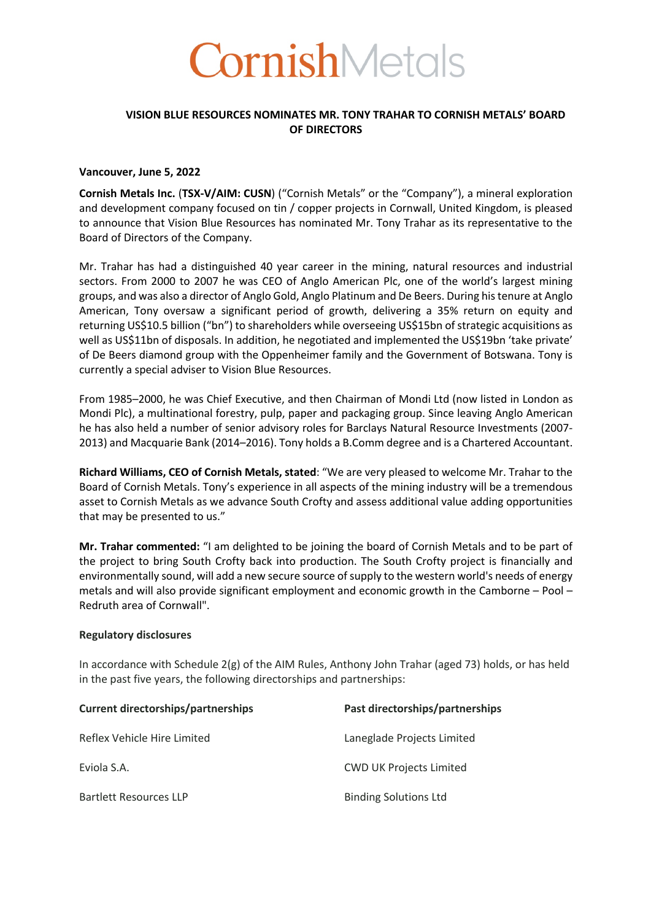# CornishMetals

## VISION BLUE RESOURCES NOMINATES MR. TONY TRAHAR TO CORNISH METALS' BOARD OF DIRECTORS

**Vancouver, June 5, 2022**

**Cornish Metals Inc.** (**TSX-V/AIM: CUSN**) ("Cornish Metals" or the "Company"), a mineral exploration and development company focused on tin / copper projects in Cornwall, United Kingdom, is pleased to announce that Vision Blue Resources has nominated Mr. Tony Trahar as its representative to the Board of Directors of the Company.

Mr. Trahar has had a distinguished 40 year career in the mining, natural resources and industrial sectors. From 2000 to 2007 he was CEO of Anglo American Plc, one of the world's largest mining groups, and was also a director of Anglo Gold, Anglo Platinum and De Beers. During his tenure at Anglo American, Tony oversaw a significant period of growth, delivering a 35% return on equity and returning US$10.5 billion ("bn") to shareholders while overseeing US$15bn of strategic acquisitions as well as US$11bn of disposals. In addition, he negotiated and implemented the US$19bn 'take private' of De Beers diamond group with the Oppenheimer family and the Government of Botswana. Tony is currently a special adviser to Vision Blue Resources.

From 1985–2000, he was Chief Executive, and then Chairman of Mondi Ltd (now listed in London as Mondi Plc), a multinational forestry, pulp, paper and packaging group. Since leaving Anglo American he has also held a number of senior advisory roles for Barclays Natural Resource Investments (2007-2013) and Macquarie Bank (2014–2016). Tony holds a B.Comm degree and is a Chartered Accountant.

**Richard Williams, CEO of Cornish Metals, stated**: "We are very pleased to welcome Mr. Trahar to the Board of Cornish Metals. Tony's experience in all aspects of the mining industry will be a tremendous asset to Cornish Metals as we advance South Crofty and assess additional value adding opportunities that may be presented to us."

**Mr. Trahar commented:** "I am delighted to be joining the board of Cornish Metals and to be part of the project to bring South Crofty back into production. The South Crofty project is financially and environmentally sound, will add a new secure source of supply to the western world's needs of energy metals and will also provide significant employment and economic growth in the Camborne – Pool – Redruth area of Cornwall".

**Regulatory disclosures**

In accordance with Schedule 2(g) of the AIM Rules, Anthony John Trahar (aged 73) holds, or has held in the past five years, the following directorships and partnerships:

| **Current directorships/partnerships** | **Past directorships/partnerships** |
|---|---|
| Reflex Vehicle Hire Limited | Laneglade Projects Limited |
| Eviola S.A. | CWD UK Projects Limited |
| Bartlett Resources LLP | Binding Solutions Ltd |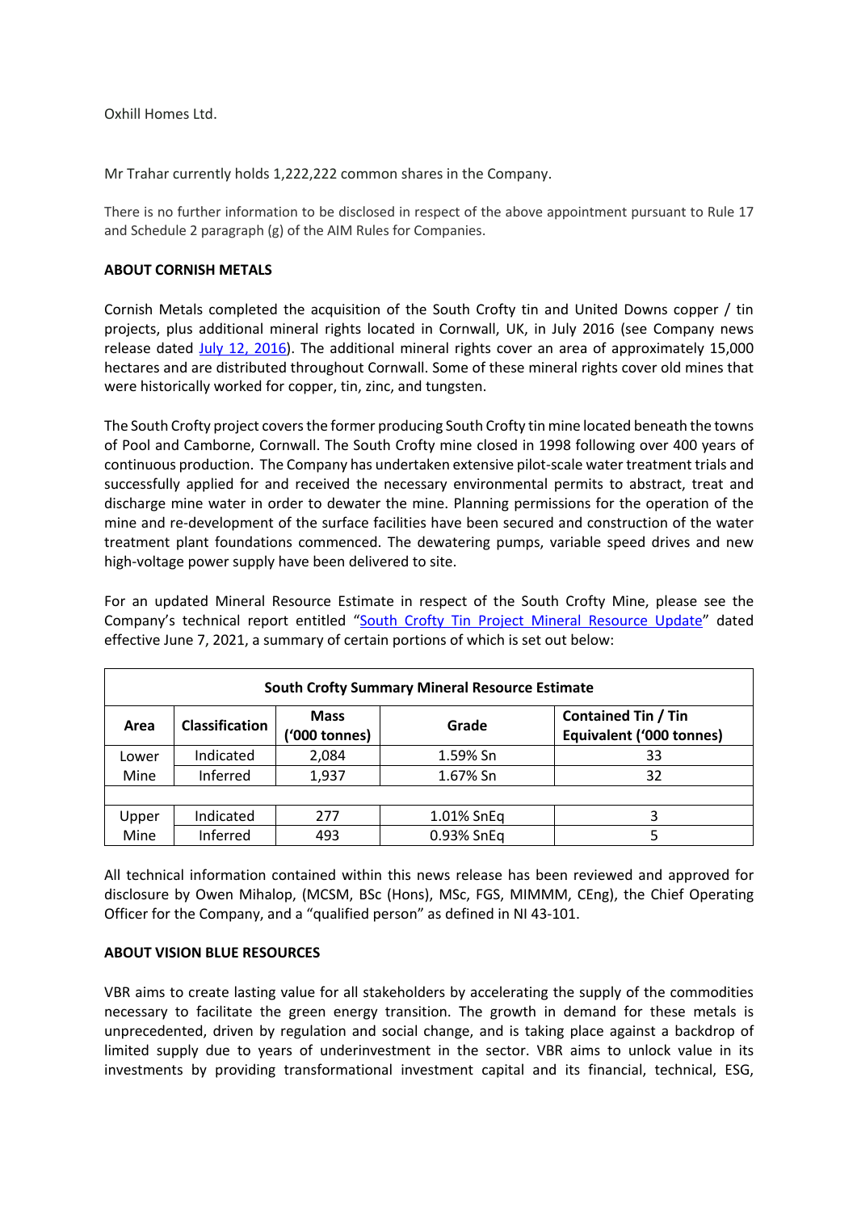Oxhill Homes Ltd.

Mr Trahar currently holds 1,222,222 common shares in the Company.

There is no further information to be disclosed in respect of the above appointment pursuant to Rule 17 and Schedule 2 paragraph (g) of the AIM Rules for Companies.

**ABOUT CORNISH METALS**

Cornish Metals completed the acquisition of the South Crofty tin and United Downs copper / tin projects, plus additional mineral rights located in Cornwall, UK, in July 2016 (see Company news release dated July 12, 2016). The additional mineral rights cover an area of approximately 15,000 hectares and are distributed throughout Cornwall. Some of these mineral rights cover old mines that were historically worked for copper, tin, zinc, and tungsten.

The South Crofty project covers the former producing South Crofty tin mine located beneath the towns of Pool and Camborne, Cornwall. The South Crofty mine closed in 1998 following over 400 years of continuous production. The Company has undertaken extensive pilot-scale water treatment trials and successfully applied for and received the necessary environmental permits to abstract, treat and discharge mine water in order to dewater the mine. Planning permissions for the operation of the mine and re-development of the surface facilities have been secured and construction of the water treatment plant foundations commenced. The dewatering pumps, variable speed drives and new high-voltage power supply have been delivered to site.

For an updated Mineral Resource Estimate in respect of the South Crofty Mine, please see the Company's technical report entitled "South Crofty Tin Project Mineral Resource Update" dated effective June 7, 2021, a summary of certain portions of which is set out below:

| South Crofty Summary Mineral Resource Estimate | | | | |
|---|---|---|---|---|
| **Area** | **Classification** | **Mass ('000 tonnes)** | **Grade** | **Contained Tin / Tin Equivalent ('000 tonnes)** |
| Lower Mine | Indicated | 2,084 | 1.59% Sn | 33 |
| | Inferred | 1,937 | 1.67% Sn | 32 |
| | | | | |
| Upper Mine | Indicated | 277 | 1.01% SnEq | 3 |
| | Inferred | 493 | 0.93% SnEq | 5 |

All technical information contained within this news release has been reviewed and approved for disclosure by Owen Mihalop, (MCSM, BSc (Hons), MSc, FGS, MIMMM, CEng), the Chief Operating Officer for the Company, and a "qualified person" as defined in NI 43-101.

**ABOUT VISION BLUE RESOURCES**

VBR aims to create lasting value for all stakeholders by accelerating the supply of the commodities necessary to facilitate the green energy transition. The growth in demand for these metals is unprecedented, driven by regulation and social change, and is taking place against a backdrop of limited supply due to years of underinvestment in the sector. VBR aims to unlock value in its investments by providing transformational investment capital and its financial, technical, ESG,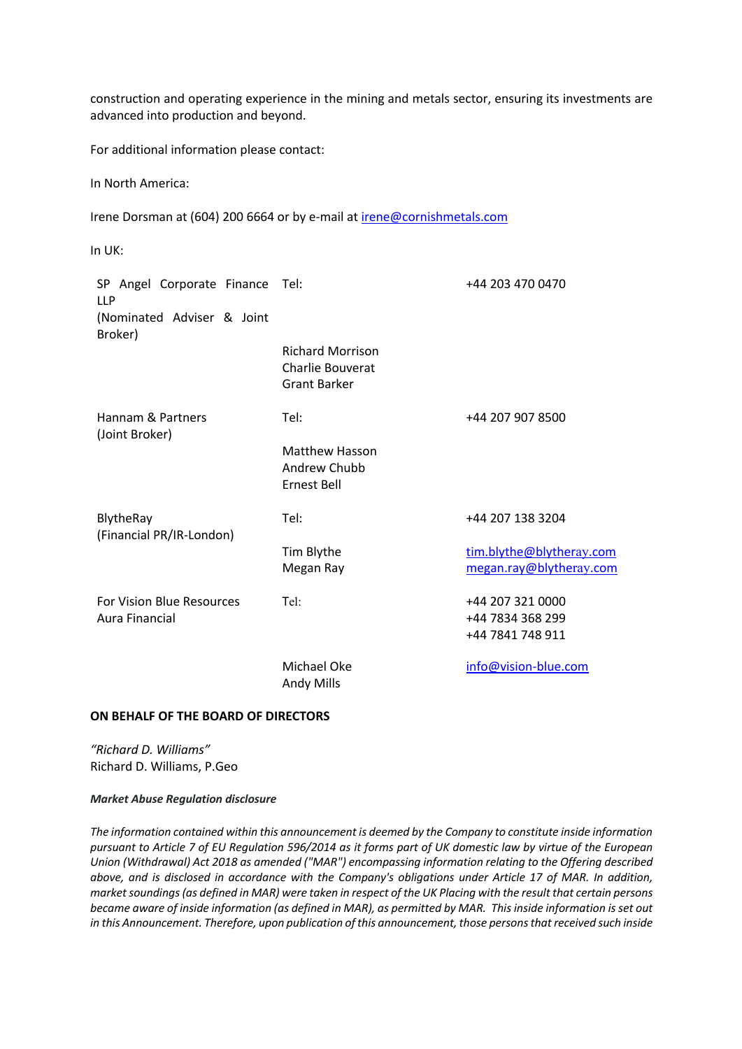construction and operating experience in the mining and metals sector, ensuring its investments are advanced into production and beyond.

For additional information please contact:

In North America:

Irene Dorsman at (604) 200 6664 or by e-mail at irene@cornishmetals.com

In UK:

| | | |
|---|---|---|
| SP Angel Corporate Finance LLP (Nominated Adviser & Joint Broker) | Tel: | +44 203 470 0470 |
| | Richard Morrison<br>Charlie Bouverat<br>Grant Barker | |
| Hannam & Partners (Joint Broker) | Tel: | +44 207 907 8500 |
| | Matthew Hasson<br>Andrew Chubb<br>Ernest Bell | |
| BlytheRay (Financial PR/IR-London) | Tel: | +44 207 138 3204 |
| | Tim Blythe<br>Megan Ray | tim.blythe@blytheray.com<br>megan.ray@blytheray.com |
| For Vision Blue Resources<br>Aura Financial | Tel: | +44 207 321 0000<br>+44 7834 368 299<br>+44 7841 748 911 |
| | Michael Oke<br>Andy Mills | info@vision-blue.com |

**ON BEHALF OF THE BOARD OF DIRECTORS**

*"Richard D. Williams"*
Richard D. Williams, P.Geo

***Market Abuse Regulation disclosure***

*The information contained within this announcement is deemed by the Company to constitute inside information pursuant to Article 7 of EU Regulation 596/2014 as it forms part of UK domestic law by virtue of the European Union (Withdrawal) Act 2018 as amended ("MAR") encompassing information relating to the Offering described above, and is disclosed in accordance with the Company's obligations under Article 17 of MAR. In addition, market soundings (as defined in MAR) were taken in respect of the UK Placing with the result that certain persons became aware of inside information (as defined in MAR), as permitted by MAR. This inside information is set out in this Announcement. Therefore, upon publication of this announcement, those persons that received such inside*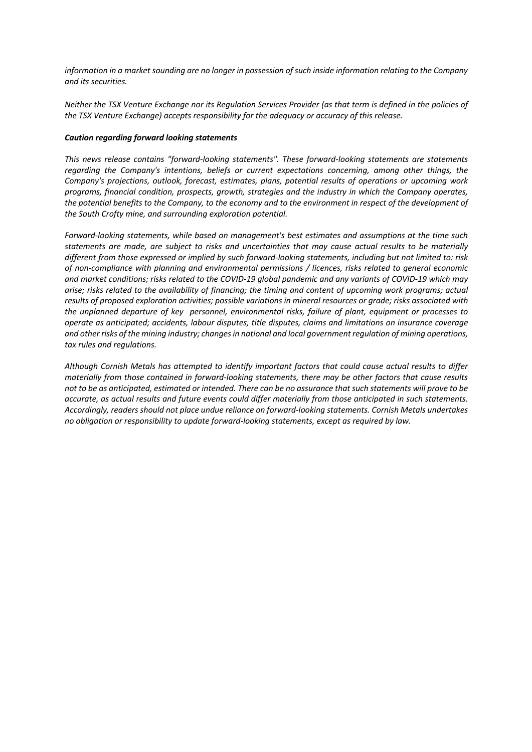*information in a market sounding are no longer in possession of such inside information relating to the Company and its securities.*

*Neither the TSX Venture Exchange nor its Regulation Services Provider (as that term is defined in the policies of the TSX Venture Exchange) accepts responsibility for the adequacy or accuracy of this release.*

***Caution regarding forward looking statements***

*This news release contains "forward-looking statements". These forward-looking statements are statements regarding the Company's intentions, beliefs or current expectations concerning, among other things, the Company's projections, outlook, forecast, estimates, plans, potential results of operations or upcoming work programs, financial condition, prospects, growth, strategies and the industry in which the Company operates, the potential benefits to the Company, to the economy and to the environment in respect of the development of the South Crofty mine, and surrounding exploration potential.*

*Forward-looking statements, while based on management's best estimates and assumptions at the time such statements are made, are subject to risks and uncertainties that may cause actual results to be materially different from those expressed or implied by such forward-looking statements, including but not limited to: risk of non-compliance with planning and environmental permissions / licences, risks related to general economic and market conditions; risks related to the COVID-19 global pandemic and any variants of COVID-19 which may arise; risks related to the availability of financing; the timing and content of upcoming work programs; actual results of proposed exploration activities; possible variations in mineral resources or grade; risks associated with the unplanned departure of key personnel, environmental risks, failure of plant, equipment or processes to operate as anticipated; accidents, labour disputes, title disputes, claims and limitations on insurance coverage and other risks of the mining industry; changes in national and local government regulation of mining operations, tax rules and regulations.*

*Although Cornish Metals has attempted to identify important factors that could cause actual results to differ materially from those contained in forward-looking statements, there may be other factors that cause results not to be as anticipated, estimated or intended. There can be no assurance that such statements will prove to be accurate, as actual results and future events could differ materially from those anticipated in such statements. Accordingly, readers should not place undue reliance on forward-looking statements. Cornish Metals undertakes no obligation or responsibility to update forward-looking statements, except as required by law.*